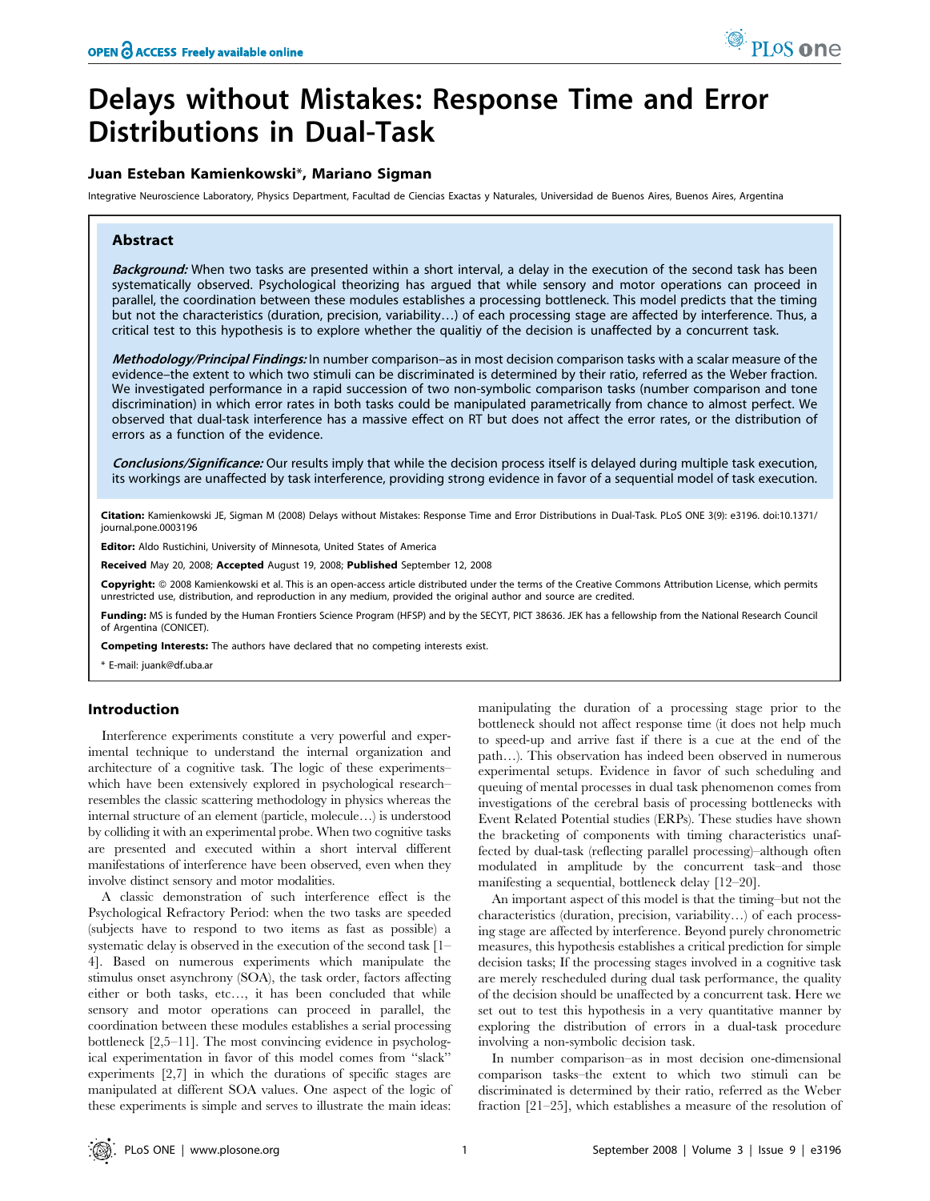# Delays without Mistakes: Response Time and Error Distributions in Dual-Task

**Juan Esteban Kamienkowski\*, Mariano Sigman**

Integrative Neuroscience Laboratory, Physics Department, Facultad de Ciencias Exactas y Naturales, Universidad de Buenos Aires, Buenos Aires, Argentina

## Abstract

***Background:*** When two tasks are presented within a short interval, a delay in the execution of the second task has been systematically observed. Psychological theorizing has argued that while sensory and motor operations can proceed in parallel, the coordination between these modules establishes a processing bottleneck. This model predicts that the timing but not the characteristics (duration, precision, variability…) of each processing stage are affected by interference. Thus, a critical test to this hypothesis is to explore whether the qualitiy of the decision is unaffected by a concurrent task.

***Methodology/Principal Findings:*** In number comparison–as in most decision comparison tasks with a scalar measure of the evidence–the extent to which two stimuli can be discriminated is determined by their ratio, referred as the Weber fraction. We investigated performance in a rapid succession of two non-symbolic comparison tasks (number comparison and tone discrimination) in which error rates in both tasks could be manipulated parametrically from chance to almost perfect. We observed that dual-task interference has a massive effect on RT but does not affect the error rates, or the distribution of errors as a function of the evidence.

***Conclusions/Significance:*** Our results imply that while the decision process itself is delayed during multiple task execution, its workings are unaffected by task interference, providing strong evidence in favor of a sequential model of task execution.

**Citation:** Kamienkowski JE, Sigman M (2008) Delays without Mistakes: Response Time and Error Distributions in Dual-Task. PLoS ONE 3(9): e3196. doi:10.1371/journal.pone.0003196

**Editor:** Aldo Rustichini, University of Minnesota, United States of America

**Received** May 20, 2008; **Accepted** August 19, 2008; **Published** September 12, 2008

**Copyright:** © 2008 Kamienkowski et al. This is an open-access article distributed under the terms of the Creative Commons Attribution License, which permits unrestricted use, distribution, and reproduction in any medium, provided the original author and source are credited.

**Funding:** MS is funded by the Human Frontiers Science Program (HFSP) and by the SECYT, PICT 38636. JEK has a fellowship from the National Research Council of Argentina (CONICET).

**Competing Interests:** The authors have declared that no competing interests exist.

\* E-mail: juank@df.uba.ar

## Introduction

Interference experiments constitute a very powerful and experimental technique to understand the internal organization and architecture of a cognitive task. The logic of these experiments–which have been extensively explored in psychological research–resembles the classic scattering methodology in physics whereas the internal structure of an element (particle, molecule…) is understood by colliding it with an experimental probe. When two cognitive tasks are presented and executed within a short interval different manifestations of interference have been observed, even when they involve distinct sensory and motor modalities.

A classic demonstration of such interference effect is the Psychological Refractory Period: when the two tasks are speeded (subjects have to respond to two items as fast as possible) a systematic delay is observed in the execution of the second task [1–4]. Based on numerous experiments which manipulate the stimulus onset asynchrony (SOA), the task order, factors affecting either or both tasks, etc…, it has been concluded that while sensory and motor operations can proceed in parallel, the coordination between these modules establishes a serial processing bottleneck [2,5–11]. The most convincing evidence in psychological experimentation in favor of this model comes from "slack" experiments [2,7] in which the durations of specific stages are manipulated at different SOA values. One aspect of the logic of these experiments is simple and serves to illustrate the main ideas: manipulating the duration of a processing stage prior to the bottleneck should not affect response time (it does not help much to speed-up and arrive fast if there is a cue at the end of the path…). This observation has indeed been observed in numerous experimental setups. Evidence in favor of such scheduling and queuing of mental processes in dual task phenomenon comes from investigations of the cerebral basis of processing bottlenecks with Event Related Potential studies (ERPs). These studies have shown the bracketing of components with timing characteristics unaffected by dual-task (reflecting parallel processing)–although often modulated in amplitude by the concurrent task–and those manifesting a sequential, bottleneck delay [12–20].

An important aspect of this model is that the timing–but not the characteristics (duration, precision, variability…) of each processing stage are affected by interference. Beyond purely chronometric measures, this hypothesis establishes a critical prediction for simple decision tasks; If the processing stages involved in a cognitive task are merely rescheduled during dual task performance, the quality of the decision should be unaffected by a concurrent task. Here we set out to test this hypothesis in a very quantitative manner by exploring the distribution of errors in a dual-task procedure involving a non-symbolic decision task.

In number comparison–as in most decision one-dimensional comparison tasks–the extent to which two stimuli can be discriminated is determined by their ratio, referred as the Weber fraction [21–25], which establishes a measure of the resolution of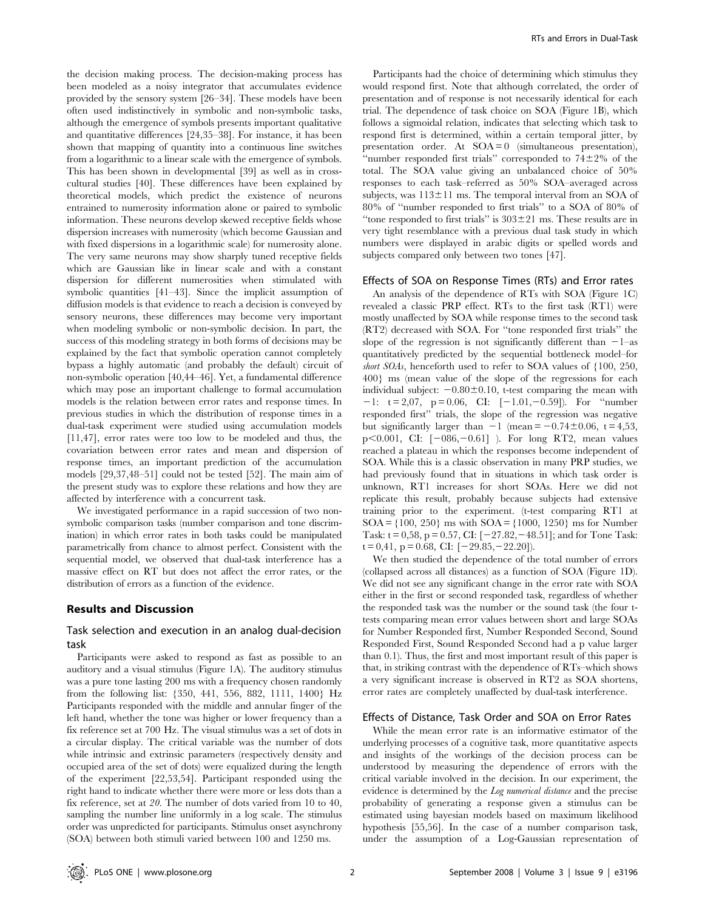the decision making process. The decision-making process has been modeled as a noisy integrator that accumulates evidence provided by the sensory system [26–34]. These models have been often used indistinctively in symbolic and non-symbolic tasks, although the emergence of symbols presents important qualitative and quantitative differences [24,35–38]. For instance, it has been shown that mapping of quantity into a continuous line switches from a logarithmic to a linear scale with the emergence of symbols. This has been shown in developmental [39] as well as in cross-cultural studies [40]. These differences have been explained by theoretical models, which predict the existence of neurons entrained to numerosity information alone or paired to symbolic information. These neurons develop skewed receptive fields whose dispersion increases with numerosity (which become Gaussian and with fixed dispersions in a logarithmic scale) for numerosity alone. The very same neurons may show sharply tuned receptive fields which are Gaussian like in linear scale and with a constant dispersion for different numerosities when stimulated with symbolic quantities [41–43]. Since the implicit assumption of diffusion models is that evidence to reach a decision is conveyed by sensory neurons, these differences may become very important when modeling symbolic or non-symbolic decision. In part, the success of this modeling strategy in both forms of decisions may be explained by the fact that symbolic operation cannot completely bypass a highly automatic (and probably the default) circuit of non-symbolic operation [40,44–46]. Yet, a fundamental difference which may pose an important challenge to formal accumulation models is the relation between error rates and response times. In previous studies in which the distribution of response times in a dual-task experiment were studied using accumulation models [11,47], error rates were too low to be modeled and thus, the covariation between error rates and mean and dispersion of response times, an important prediction of the accumulation models [29,37,48–51] could not be tested [52]. The main aim of the present study was to explore these relations and how they are affected by interference with a concurrent task.

We investigated performance in a rapid succession of two non-symbolic comparison tasks (number comparison and tone discrimination) in which error rates in both tasks could be manipulated parametrically from chance to almost perfect. Consistent with the sequential model, we observed that dual-task interference has a massive effect on RT but does not affect the error rates, or the distribution of errors as a function of the evidence.

## Results and Discussion

### Task selection and execution in an analog dual-decision task

Participants were asked to respond as fast as possible to an auditory and a visual stimulus (Figure 1A). The auditory stimulus was a pure tone lasting 200 ms with a frequency chosen randomly from the following list: {350, 441, 556, 882, 1111, 1400} Hz Participants responded with the middle and annular finger of the left hand, whether the tone was higher or lower frequency than a fix reference set at 700 Hz. The visual stimulus was a set of dots in a circular display. The critical variable was the number of dots while intrinsic and extrinsic parameters (respectively density and occupied area of the set of dots) were equalized during the length of the experiment [22,53,54]. Participant responded using the right hand to indicate whether there were more or less dots than a fix reference, set at *20*. The number of dots varied from 10 to 40, sampling the number line uniformly in a log scale. The stimulus order was unpredicted for participants. Stimulus onset asynchrony (SOA) between both stimuli varied between 100 and 1250 ms.

Participants had the choice of determining which stimulus they would respond first. Note that although correlated, the order of presentation and of response is not necessarily identical for each trial. The dependence of task choice on SOA (Figure 1B), which follows a sigmoidal relation, indicates that selecting which task to respond first is determined, within a certain temporal jitter, by presentation order. At SOA = 0 (simultaneous presentation), "number responded first trials" corresponded to 74±2% of the total. The SOA value giving an unbalanced choice of 50% responses to each task–referred as 50% SOA–averaged across subjects, was 113±11 ms. The temporal interval from an SOA of 80% of "number responded to first trials" to a SOA of 80% of "tone responded to first trials" is 303±21 ms. These results are in very tight resemblance with a previous dual task study in which numbers were displayed in arabic digits or spelled words and subjects compared only between two tones [47].

### Effects of SOA on Response Times (RTs) and Error rates

An analysis of the dependence of RTs with SOA (Figure 1C) revealed a classic PRP effect. RTs to the first task (RT1) were mostly unaffected by SOA while response times to the second task (RT2) decreased with SOA. For "tone responded first trials" the slope of the regression is not significantly different than −1–as quantitatively predicted by the sequential bottleneck model–for *short SOAs*, henceforth used to refer to SOA values of {100, 250, 400} ms (mean value of the slope of the regressions for each individual subject: −0.80±0.10, t-test comparing the mean with −1: t = 2,07, p = 0.06, CI: [−1.01,−0.59]). For "number responded first" trials, the slope of the regression was negative but significantly larger than −1 (mean = −0.74±0.06, t = 4,53, p<0.001, CI: [−086,−0.61] ). For long RT2, mean values reached a plateau in which the responses become independent of SOA. While this is a classic observation in many PRP studies, we had previously found that in situations in which task order is unknown, RT1 increases for short SOAs. Here we did not replicate this result, probably because subjects had extensive training prior to the experiment. (t-test comparing RT1 at SOA = {100, 250} ms with SOA = {1000, 1250} ms for Number Task: t = 0,58, p = 0.57, CI: [−27.82,−48.51]; and for Tone Task: t = 0,41, p = 0.68, CI: [−29.85,−22.20]).

We then studied the dependence of the total number of errors (collapsed across all distances) as a function of SOA (Figure 1D). We did not see any significant change in the error rate with SOA either in the first or second responded task, regardless of whether the responded task was the number or the sound task (the four t-tests comparing mean error values between short and large SOAs for Number Responded first, Number Responded Second, Sound Responded First, Sound Responded Second had a p value larger than 0.1). Thus, the first and most important result of this paper is that, in striking contrast with the dependence of RTs–which shows a very significant increase is observed in RT2 as SOA shortens, error rates are completely unaffected by dual-task interference.

### Effects of Distance, Task Order and SOA on Error Rates

While the mean error rate is an informative estimator of the underlying processes of a cognitive task, more quantitative aspects and insights of the workings of the decision process can be understood by measuring the dependence of errors with the critical variable involved in the decision. In our experiment, the evidence is determined by the *Log numerical distance* and the precise probability of generating a response given a stimulus can be estimated using bayesian models based on maximum likelihood hypothesis [55,56]. In the case of a number comparison task, under the assumption of a Log-Gaussian representation of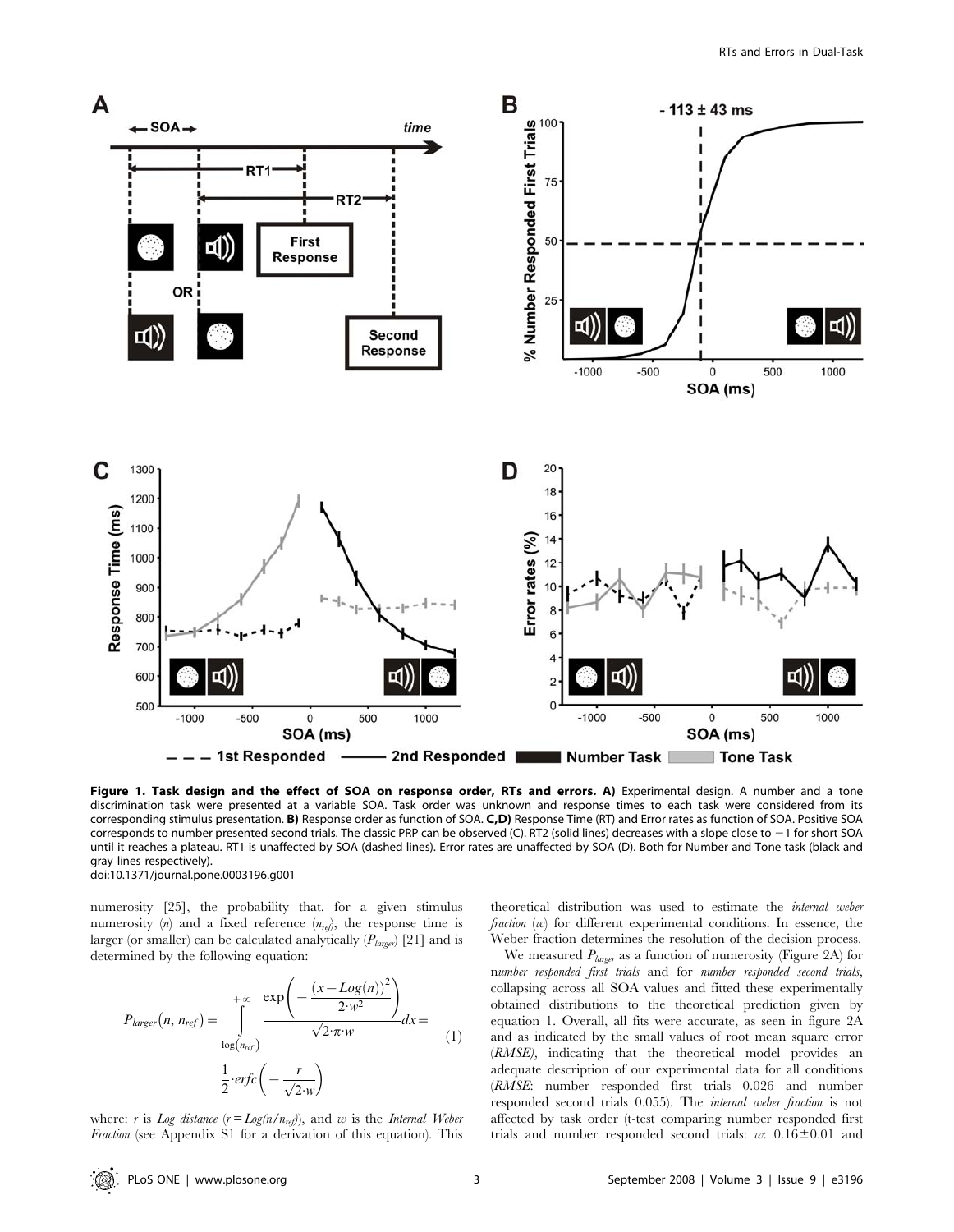**Figure 1. Task design and the effect of SOA on response order, RTs and errors. A)** Experimental design. A number and a tone discrimination task were presented at a variable SOA. Task order was unknown and response times to each task were considered from its corresponding stimulus presentation. **B)** Response order as function of SOA. **C,D)** Response Time (RT) and Error rates as function of SOA. Positive SOA corresponds to number presented second trials. The classic PRP can be observed (C). RT2 (solid lines) decreases with a slope close to −1 for short SOA until it reaches a plateau. RT1 is unaffected by SOA (dashed lines). Error rates are unaffected by SOA (D). Both for Number and Tone task (black and gray lines respectively).
doi:10.1371/journal.pone.0003196.g001

numerosity [25], the probability that, for a given stimulus numerosity ($n$) and a fixed reference ($n_{ref}$), the response time is larger (or smaller) can be calculated analytically ($P_{larger}$) [21] and is determined by the following equation:

$$P_{larger}(n, n_{ref}) = \int_{\log(n_{ref})}^{+\infty} \frac{\exp\left(-\frac{(x - Log(n))^2}{2 \cdot w^2}\right)}{\sqrt{2 \cdot \pi} \cdot w} dx = \frac{1}{2} \cdot erfc\left(-\frac{r}{\sqrt{2} \cdot w}\right) \tag{1}$$

where: $r$ is *Log distance* ($r = Log(n/n_{ref})$), and $w$ is the *Internal Weber Fraction* (see Appendix S1 for a derivation of this equation). This theoretical distribution was used to estimate the *internal weber fraction* ($w$) for different experimental conditions. In essence, the Weber fraction determines the resolution of the decision process.

We measured $P_{larger}$ as a function of numerosity (Figure 2A) for *number responded first trials* and for *number responded second trials*, collapsing across all SOA values and fitted these experimentally obtained distributions to the theoretical prediction given by equation 1. Overall, all fits were accurate, as seen in figure 2A and as indicated by the small values of root mean square error (*RMSE*), indicating that the theoretical model provides an adequate description of our experimental data for all conditions (*RMSE*: number responded first trials 0.026 and number responded second trials 0.055). The *internal weber fraction* is not affected by task order (t-test comparing number responded first trials and number responded second trials: $w$: 0.16±0.01 and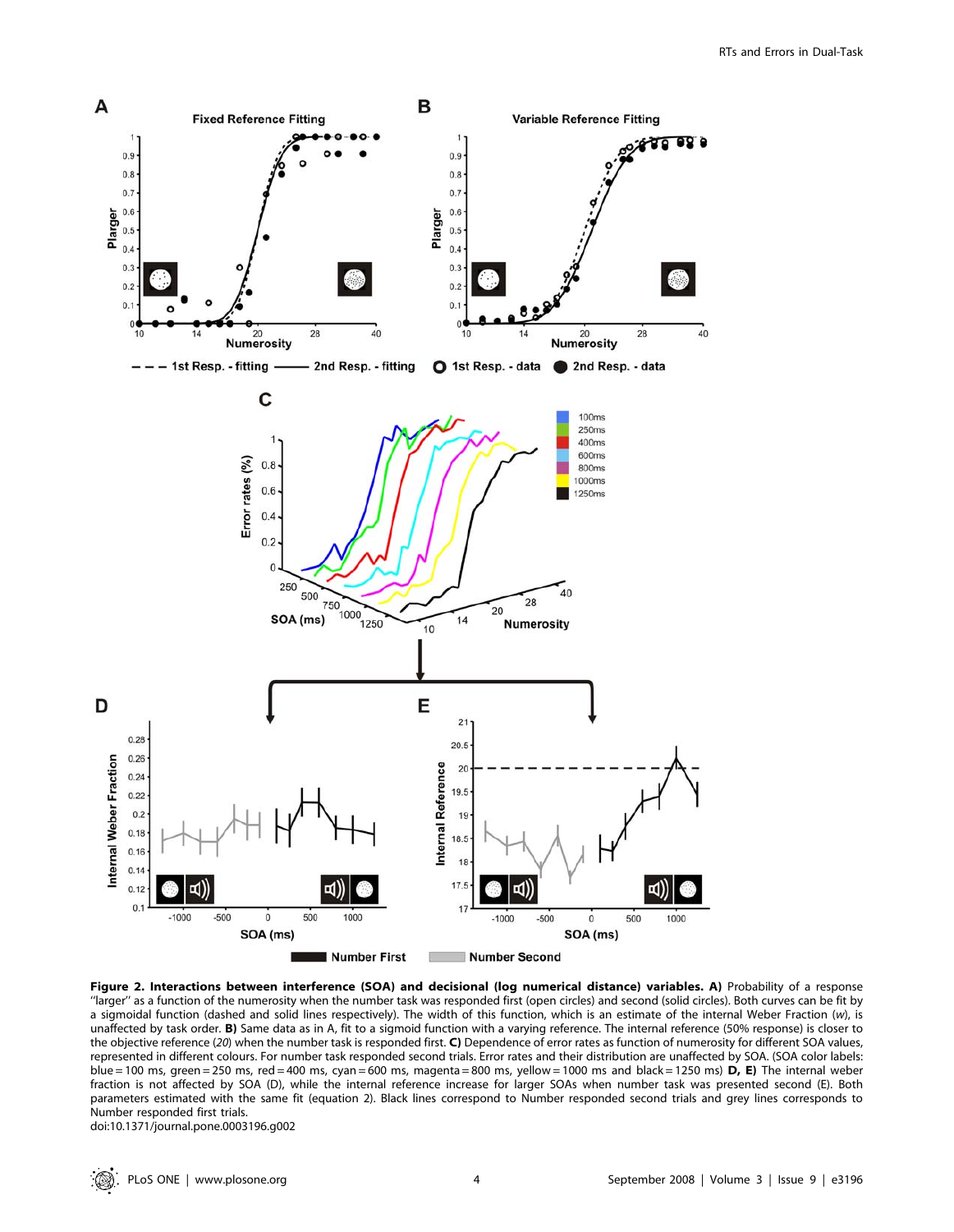**Figure 2. Interactions between interference (SOA) and decisional (log numerical distance) variables. A)** Probability of a response ''larger'' as a function of the numerosity when the number task was responded first (open circles) and second (solid circles). Both curves can be fit by a sigmoidal function (dashed and solid lines respectively). The width of this function, which is an estimate of the internal Weber Fraction ($w$), is unaffected by task order. **B)** Same data as in A, fit to a sigmoid function with a varying reference. The internal reference (50% response) is closer to the objective reference (*20*) when the number task is responded first. **C)** Dependence of error rates as function of numerosity for different SOA values, represented in different colours. For number task responded second trials. Error rates and their distribution are unaffected by SOA. (SOA color labels: blue = 100 ms, green = 250 ms, red = 400 ms, cyan = 600 ms, magenta = 800 ms, yellow = 1000 ms and black = 1250 ms) **D, E)** The internal weber fraction is not affected by SOA (D), while the internal reference increase for larger SOAs when number task was presented second (E). Both parameters estimated with the same fit (equation 2). Black lines correspond to Number responded second trials and grey lines corresponds to Number responded first trials.
doi:10.1371/journal.pone.0003196.g002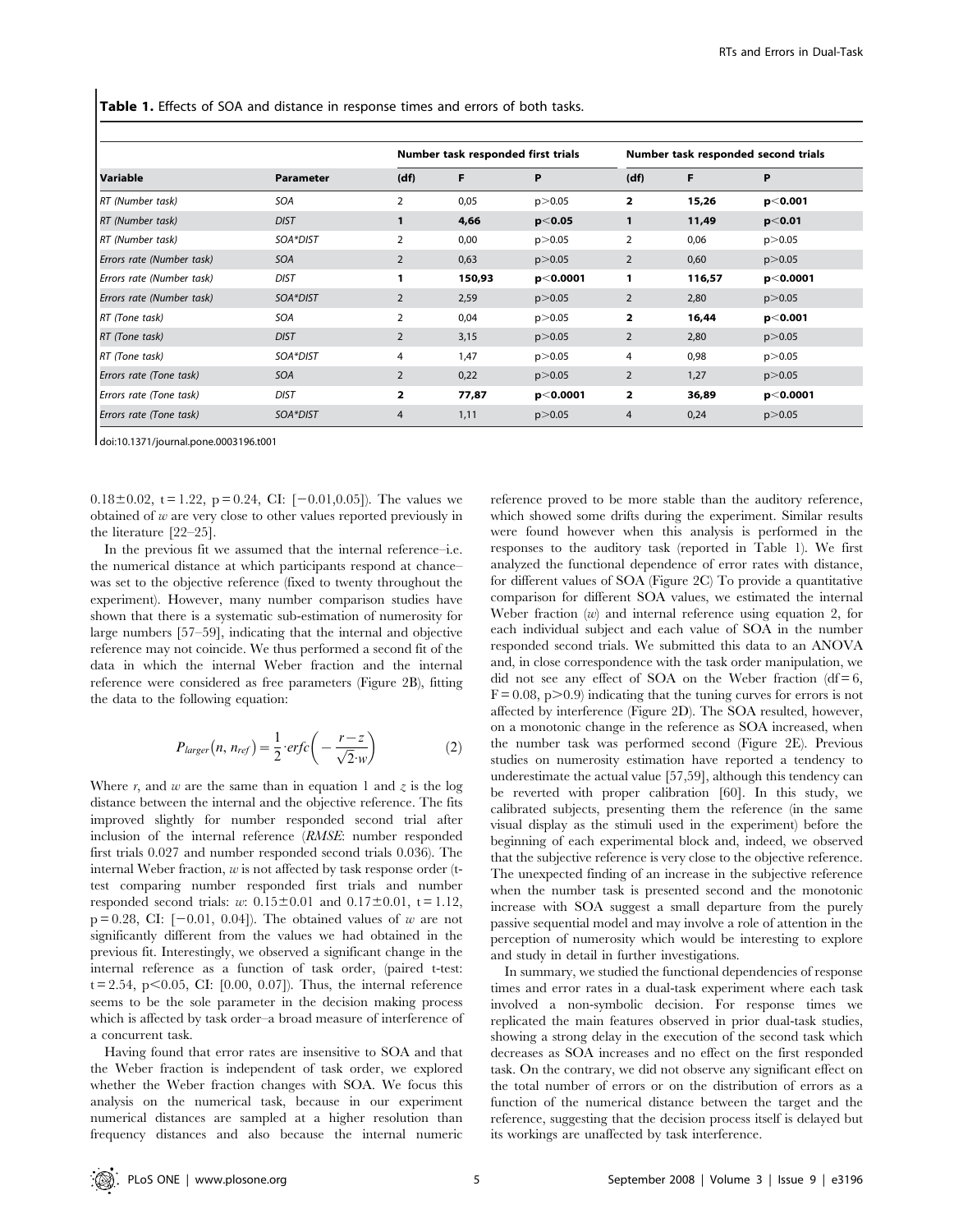**Table 1.** Effects of SOA and distance in response times and errors of both tasks.

| | | Number task responded first trials | | | Number task responded second trials | | |
|---|---|---|---|---|---|---|---|
| **Variable** | **Parameter** | **(df)** | **F** | **P** | **(df)** | **F** | **P** |
| *RT (Number task)* | *SOA* | 2 | 0,05 | p>0.05 | **2** | **15,26** | **p<0.001** |
| *RT (Number task)* | *DIST* | **1** | **4,66** | **p<0.05** | **1** | **11,49** | **p<0.01** |
| *RT (Number task)* | *SOA*DIST* | 2 | 0,00 | p>0.05 | 2 | 0,06 | p>0.05 |
| *Errors rate (Number task)* | *SOA* | 2 | 0,63 | p>0.05 | 2 | 0,60 | p>0.05 |
| *Errors rate (Number task)* | *DIST* | **1** | **150,93** | **p<0.0001** | **1** | **116,57** | **p<0.0001** |
| *Errors rate (Number task)* | *SOA*DIST* | 2 | 2,59 | p>0.05 | 2 | 2,80 | p>0.05 |
| *RT (Tone task)* | *SOA* | 2 | 0,04 | p>0.05 | **2** | **16,44** | **p<0.001** |
| *RT (Tone task)* | *DIST* | 2 | 3,15 | p>0.05 | 2 | 2,80 | p>0.05 |
| *RT (Tone task)* | *SOA*DIST* | 4 | 1,47 | p>0.05 | 4 | 0,98 | p>0.05 |
| *Errors rate (Tone task)* | *SOA* | 2 | 0,22 | p>0.05 | 2 | 1,27 | p>0.05 |
| *Errors rate (Tone task)* | *DIST* | **2** | **77,87** | **p<0.0001** | **2** | **36,89** | **p<0.0001** |
| *Errors rate (Tone task)* | *SOA*DIST* | 4 | 1,11 | p>0.05 | 4 | 0,24 | p>0.05 |

doi:10.1371/journal.pone.0003196.t001

$0.18\pm0.02$, $t=1.22$, $p=0.24$, CI: $[-0.01, 0.05]$). The values we obtained of $w$ are very close to other values reported previously in the literature [22–25].

In the previous fit we assumed that the internal reference–i.e. the numerical distance at which participants respond at chance–was set to the objective reference (fixed to twenty throughout the experiment). However, many number comparison studies have shown that there is a systematic sub-estimation of numerosity for large numbers [57–59], indicating that the internal and objective reference may not coincide. We thus performed a second fit of the data in which the internal Weber fraction and the internal reference were considered as free parameters (Figure 2B), fitting the data to the following equation:

$$P_{larger}(n, n_{ref}) = \frac{1}{2} \cdot erfc\left(-\frac{r-z}{\sqrt{2} \cdot w}\right) \qquad (2)$$

Where $r$, and $w$ are the same than in equation 1 and $z$ is the log distance between the internal and the objective reference. The fits improved slightly for number responded second trial after inclusion of the internal reference (*RMSE*: number responded first trials 0.027 and number responded second trials 0.036). The internal Weber fraction, $w$ is not affected by task response order (t-test comparing number responded first trials and number responded second trials: $w$: $0.15\pm0.01$ and $0.17\pm0.01$, $t=1.12$, $p=0.28$, CI: $[-0.01, 0.04]$). The obtained values of $w$ are not significantly different from the values we had obtained in the previous fit. Interestingly, we observed a significant change in the internal reference as a function of task order, (paired t-test: $t=2.54$, $p<0.05$, CI: $[0.00, 0.07]$). Thus, the internal reference seems to be the sole parameter in the decision making process which is affected by task order–a broad measure of interference of a concurrent task.

Having found that error rates are insensitive to SOA and that the Weber fraction is independent of task order, we explored whether the Weber fraction changes with SOA. We focus this analysis on the numerical task, because in our experiment numerical distances are sampled at a higher resolution than frequency distances and also because the internal numeric reference proved to be more stable than the auditory reference, which showed some drifts during the experiment. Similar results were found however when this analysis is performed in the responses to the auditory task (reported in Table 1). We first analyzed the functional dependence of error rates with distance, for different values of SOA (Figure 2C) To provide a quantitative comparison for different SOA values, we estimated the internal Weber fraction ($w$) and internal reference using equation 2, for each individual subject and each value of SOA in the number responded second trials. We submitted this data to an ANOVA and, in close correspondence with the task order manipulation, we did not see any effect of SOA on the Weber fraction ($df=6$, $F=0.08$, $p>0.9$) indicating that the tuning curves for errors is not affected by interference (Figure 2D). The SOA resulted, however, on a monotonic change in the reference as SOA increased, when the number task was performed second (Figure 2E). Previous studies on numerosity estimation have reported a tendency to underestimate the actual value [57,59], although this tendency can be reverted with proper calibration [60]. In this study, we calibrated subjects, presenting them the reference (in the same visual display as the stimuli used in the experiment) before the beginning of each experimental block and, indeed, we observed that the subjective reference is very close to the objective reference. The unexpected finding of an increase in the subjective reference when the number task is presented second and the monotonic increase with SOA suggest a small departure from the purely passive sequential model and may involve a role of attention in the perception of numerosity which would be interesting to explore and study in detail in further investigations.

In summary, we studied the functional dependencies of response times and error rates in a dual-task experiment where each task involved a non-symbolic decision. For response times we replicated the main features observed in prior dual-task studies, showing a strong delay in the execution of the second task which decreases as SOA increases and no effect on the first responded task. On the contrary, we did not observe any significant effect on the total number of errors or on the distribution of errors as a function of the numerical distance between the target and the reference, suggesting that the decision process itself is delayed but its workings are unaffected by task interference.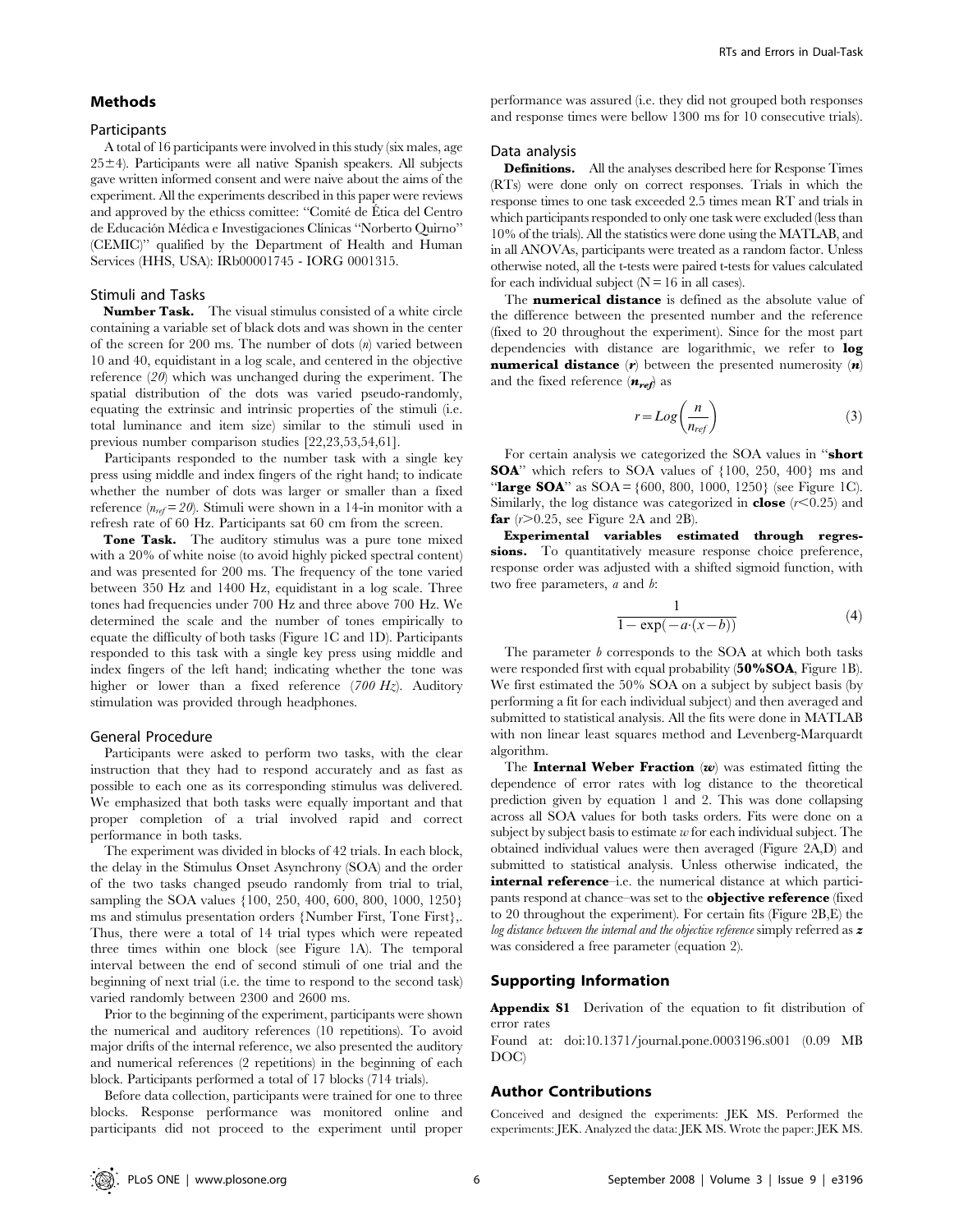## Methods

### Participants

A total of 16 participants were involved in this study (six males, age 25±4). Participants were all native Spanish speakers. All subjects gave written informed consent and were naive about the aims of the experiment. All the experiments described in this paper were reviews and approved by the ethicss comittee: "Comité de Ética del Centro de Educación Médica e Investigaciones Clínicas "Norberto Quirno" (CEMIC)" qualified by the Department of Health and Human Services (HHS, USA): IRb00001745 - IORG 0001315.

### Stimuli and Tasks

**Number Task.** The visual stimulus consisted of a white circle containing a variable set of black dots and was shown in the center of the screen for 200 ms. The number of dots ($n$) varied between 10 and 40, equidistant in a log scale, and centered in the objective reference (*20*) which was unchanged during the experiment. The spatial distribution of the dots was varied pseudo-randomly, equating the extrinsic and intrinsic properties of the stimuli (i.e. total luminance and item size) similar to the stimuli used in previous number comparison studies [22,23,53,54,61].

Participants responded to the number task with a single key press using middle and index fingers of the right hand; to indicate whether the number of dots was larger or smaller than a fixed reference ($n_{ref} = 20$). Stimuli were shown in a 14-in monitor with a refresh rate of 60 Hz. Participants sat 60 cm from the screen.

**Tone Task.** The auditory stimulus was a pure tone mixed with a 20% of white noise (to avoid highly picked spectral content) and was presented for 200 ms. The frequency of the tone varied between 350 Hz and 1400 Hz, equidistant in a log scale. Three tones had frequencies under 700 Hz and three above 700 Hz. We determined the scale and the number of tones empirically to equate the difficulty of both tasks (Figure 1C and 1D). Participants responded to this task with a single key press using middle and index fingers of the left hand; indicating whether the tone was higher or lower than a fixed reference (*700 Hz*). Auditory stimulation was provided through headphones.

### General Procedure

Participants were asked to perform two tasks, with the clear instruction that they had to respond accurately and as fast as possible to each one as its corresponding stimulus was delivered. We emphasized that both tasks were equally important and that proper completion of a trial involved rapid and correct performance in both tasks.

The experiment was divided in blocks of 42 trials. In each block, the delay in the Stimulus Onset Asynchrony (SOA) and the order of the two tasks changed pseudo randomly from trial to trial, sampling the SOA values {100, 250, 400, 600, 800, 1000, 1250} ms and stimulus presentation orders {Number First, Tone First},. Thus, there were a total of 14 trial types which were repeated three times within one block (see Figure 1A). The temporal interval between the end of second stimuli of one trial and the beginning of next trial (i.e. the time to respond to the second task) varied randomly between 2300 and 2600 ms.

Prior to the beginning of the experiment, participants were shown the numerical and auditory references (10 repetitions). To avoid major drifts of the internal reference, we also presented the auditory and numerical references (2 repetitions) in the beginning of each block. Participants performed a total of 17 blocks (714 trials).

Before data collection, participants were trained for one to three blocks. Response performance was monitored online and participants did not proceed to the experiment until proper performance was assured (i.e. they did not grouped both responses and response times were bellow 1300 ms for 10 consecutive trials).

### Data analysis

**Definitions.** All the analyses described here for Response Times (RTs) were done only on correct responses. Trials in which the response times to one task exceeded 2.5 times mean RT and trials in which participants responded to only one task were excluded (less than 10% of the trials). All the statistics were done using the MATLAB, and in all ANOVAs, participants were treated as a random factor. Unless otherwise noted, all the t-tests were paired t-tests for values calculated for each individual subject (N = 16 in all cases).

The **numerical distance** is defined as the absolute value of the difference between the presented number and the reference (fixed to 20 throughout the experiment). Since for the most part dependencies with distance are logarithmic, we refer to **log numerical distance** (***r***) between the presented numerosity (***n***) and the fixed reference (***n<sub></sub>***$_{ref}$) as

$$r = Log\left(\frac{n}{n_{ref}}\right) \tag{3}$$

For certain analysis we categorized the SOA values in "**short SOA**" which refers to SOA values of {100, 250, 400} ms and "**large SOA**" as SOA = {600, 800, 1000, 1250} (see Figure 1C). Similarly, the log distance was categorized in **close** ($r < 0.25$) and **far** ($r > 0.25$, see Figure 2A and 2B).

**Experimental variables estimated through regressions.** To quantitatively measure response choice preference, response order was adjusted with a shifted sigmoid function, with two free parameters, $a$ and $b$:

$$\frac{1}{1 - \exp(-a \cdot (x - b))} \tag{4}$$

The parameter $b$ corresponds to the SOA at which both tasks were responded first with equal probability (**50%SOA**, Figure 1B). We first estimated the 50% SOA on a subject by subject basis (by performing a fit for each individual subject) and then averaged and submitted to statistical analysis. All the fits were done in MATLAB with non linear least squares method and Levenberg-Marquardt algorithm.

The **Internal Weber Fraction** (***w***) was estimated fitting the dependence of error rates with log distance to the theoretical prediction given by equation 1 and 2. This was done collapsing across all SOA values for both tasks orders. Fits were done on a subject by subject basis to estimate $w$ for each individual subject. The obtained individual values were then averaged (Figure 2A,D) and submitted to statistical analysis. Unless otherwise indicated, the **internal reference**–i.e. the numerical distance at which participants respond at chance–was set to the **objective reference** (fixed to 20 throughout the experiment). For certain fits (Figure 2B,E) the *log distance between the internal and the objective reference* simply referred as ***z*** was considered a free parameter (equation 2).

## Supporting Information

**Appendix S1** Derivation of the equation to fit distribution of error rates

Found at: doi:10.1371/journal.pone.0003196.s001 (0.09 MB DOC)

## Author Contributions

Conceived and designed the experiments: JEK MS. Performed the experiments: JEK. Analyzed the data: JEK MS. Wrote the paper: JEK MS.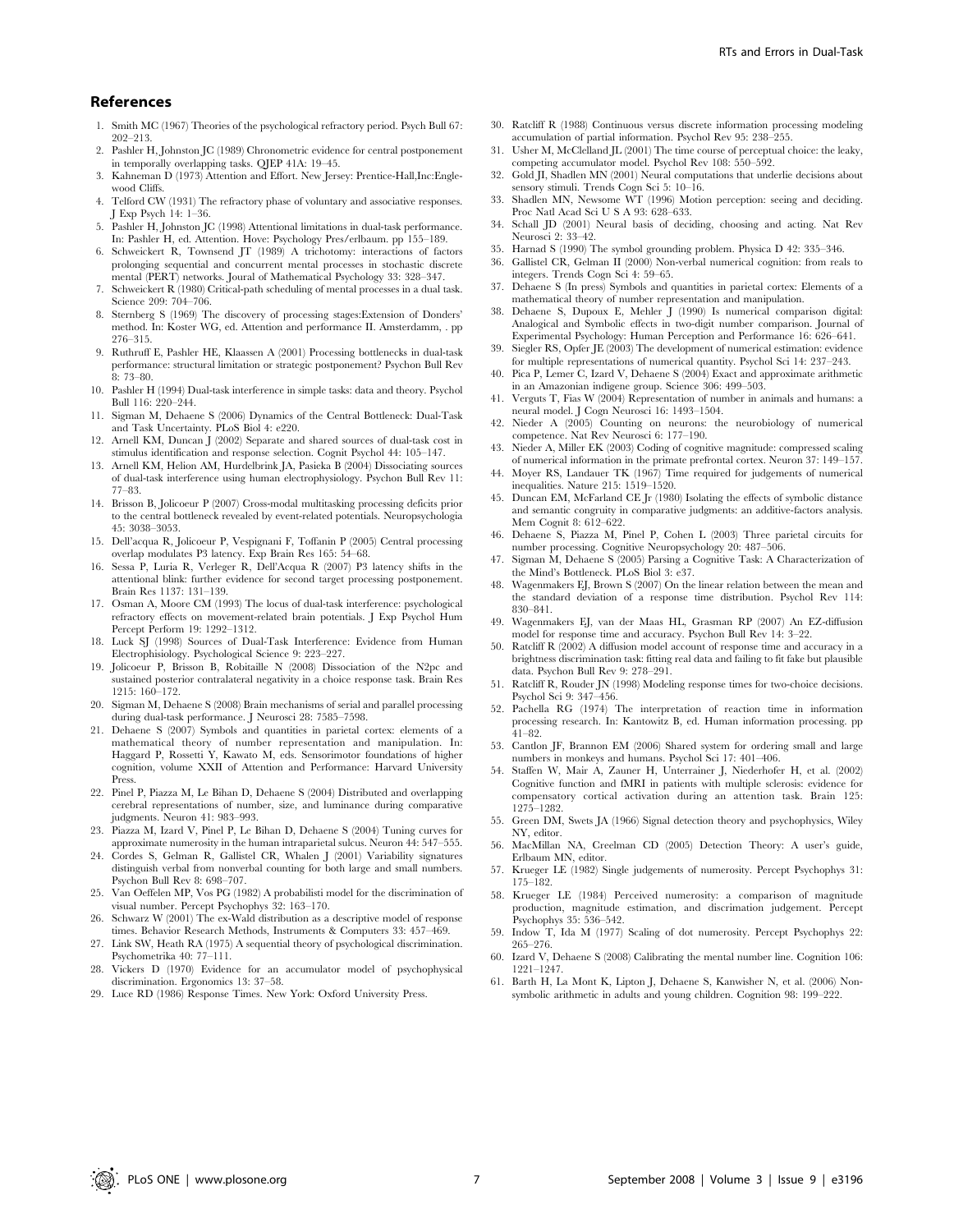## References

1. Smith MC (1967) Theories of the psychological refractory period. Psych Bull 67: 202–213.
2. Pashler H, Johnston JC (1989) Chronometric evidence for central postponement in temporally overlapping tasks. QJEP 41A: 19–45.
3. Kahneman D (1973) Attention and Effort. New Jersey: Prentice-Hall,Inc:Englewood Cliffs.
4. Telford CW (1931) The refractory phase of voluntary and associative responses. J Exp Psych 14: 1–36.
5. Pashler H, Johnston JC (1998) Attentional limitations in dual-task performance. In: Pashler H, ed. Attention. Hove: Psychology Pres/erlbaum. pp 155–189.
6. Schweickert R, Townsend JT (1989) A trichotomy: interactions of factors prolonging sequential and concurrent mental processes in stochastic discrete mental (PERT) networks. Joural of Mathematical Psychology 33: 328–347.
7. Schweickert R (1980) Critical-path scheduling of mental processes in a dual task. Science 209: 704–706.
8. Sternberg S (1969) The discovery of processing stages:Extension of Donders' method. In: Koster WG, ed. Attention and performance II. Amsterdamm, . pp 276–315.
9. Ruthruff E, Pashler HE, Klaassen A (2001) Processing bottlenecks in dual-task performance: structural limitation or strategic postponement? Psychon Bull Rev 8: 73–80.
10. Pashler H (1994) Dual-task interference in simple tasks: data and theory. Psychol Bull 116: 220–244.
11. Sigman M, Dehaene S (2006) Dynamics of the Central Bottleneck: Dual-Task and Task Uncertainty. PLoS Biol 4: e220.
12. Arnell KM, Duncan J (2002) Separate and shared sources of dual-task cost in stimulus identification and response selection. Cognit Psychol 44: 105–147.
13. Arnell KM, Helion AM, Hurdelbrink JA, Pasieka B (2004) Dissociating sources of dual-task interference using human electrophysiology. Psychon Bull Rev 11: 77–83.
14. Brisson B, Jolicoeur P (2007) Cross-modal multitasking processing deficits prior to the central bottleneck revealed by event-related potentials. Neuropsychologia 45: 3038–3053.
15. Dell'acqua R, Jolicoeur P, Vespignani F, Toffanin P (2005) Central processing overlap modulates P3 latency. Exp Brain Res 165: 54–68.
16. Sessa P, Luria R, Verleger R, Dell'Acqua R (2007) P3 latency shifts in the attentional blink: further evidence for second target processing postponement. Brain Res 1137: 131–139.
17. Osman A, Moore CM (1993) The locus of dual-task interference: psychological refractory effects on movement-related brain potentials. J Exp Psychol Hum Percept Perform 19: 1292–1312.
18. Luck SJ (1998) Sources of Dual-Task Interference: Evidence from Human Electrophisiology. Psychological Science 9: 223–227.
19. Jolicoeur P, Brisson B, Robitaille N (2008) Dissociation of the N2pc and sustained posterior contralateral negativity in a choice response task. Brain Res 1215: 160–172.
20. Sigman M, Dehaene S (2008) Brain mechanisms of serial and parallel processing during dual-task performance. J Neurosci 28: 7585–7598.
21. Dehaene S (2007) Symbols and quantities in parietal cortex: elements of a mathematical theory of number representation and manipulation. In: Haggard P, Rossetti Y, Kawato M, eds. Sensorimotor foundations of higher cognition, volume XXII of Attention and Performance: Harvard University Press.
22. Pinel P, Piazza M, Le Bihan D, Dehaene S (2004) Distributed and overlapping cerebral representations of number, size, and luminance during comparative judgments. Neuron 41: 983–993.
23. Piazza M, Izard V, Pinel P, Le Bihan D, Dehaene S (2004) Tuning curves for approximate numerosity in the human intraparietal sulcus. Neuron 44: 547–555.
24. Cordes S, Gelman R, Gallistel CR, Whalen J (2001) Variability signatures distinguish verbal from nonverbal counting for both large and small numbers. Psychon Bull Rev 8: 698–707.
25. Van Oeffelen MP, Vos PG (1982) A probabilisti model for the discrimination of visual number. Percept Psychophys 32: 163–170.
26. Schwarz W (2001) The ex-Wald distribution as a descriptive model of response times. Behavior Research Methods, Instruments & Computers 33: 457–469.
27. Link SW, Heath RA (1975) A sequential theory of psychological discrimination. Psychometrika 40: 77–111.
28. Vickers D (1970) Evidence for an accumulator model of psychophysical discrimination. Ergonomics 13: 37–58.
29. Luce RD (1986) Response Times. New York: Oxford University Press.
30. Ratcliff R (1988) Continuous versus discrete information processing modeling accumulation of partial information. Psychol Rev 95: 238–255.
31. Usher M, McClelland JL (2001) The time course of perceptual choice: the leaky, competing accumulator model. Psychol Rev 108: 550–592.
32. Gold JI, Shadlen MN (2001) Neural computations that underlie decisions about sensory stimuli. Trends Cogn Sci 5: 10–16.
33. Shadlen MN, Newsome WT (1996) Motion perception: seeing and deciding. Proc Natl Acad Sci U S A 93: 628–633.
34. Schall JD (2001) Neural basis of deciding, choosing and acting. Nat Rev Neurosci 2: 33–42.
35. Harnad S (1990) The symbol grounding problem. Physica D 42: 335–346.
36. Gallistel CR, Gelman II (2000) Non-verbal numerical cognition: from reals to integers. Trends Cogn Sci 4: 59–65.
37. Dehaene S (In press) Symbols and quantities in parietal cortex: Elements of a mathematical theory of number representation and manipulation.
38. Dehaene S, Dupoux E, Mehler J (1990) Is numerical comparison digital: Analogical and Symbolic effects in two-digit number comparison. Journal of Experimental Psychology: Human Perception and Performance 16: 626–641.
39. Siegler RS, Opfer JE (2003) The development of numerical estimation: evidence for multiple representations of numerical quantity. Psychol Sci 14: 237–243.
40. Pica P, Lemer C, Izard V, Dehaene S (2004) Exact and approximate arithmetic in an Amazonian indigene group. Science 306: 499–503.
41. Verguts T, Fias W (2004) Representation of number in animals and humans: a neural model. J Cogn Neurosci 16: 1493–1504.
42. Nieder A (2005) Counting on neurons: the neurobiology of numerical competence. Nat Rev Neurosci 6: 177–190.
43. Nieder A, Miller EK (2003) Coding of cognitive magnitude: compressed scaling of numerical information in the primate prefrontal cortex. Neuron 37: 149–157.
44. Moyer RS, Landauer TK (1967) Time required for judgements of numerical inequalities. Nature 215: 1519–1520.
45. Duncan EM, McFarland CE Jr (1980) Isolating the effects of symbolic distance and semantic congruity in comparative judgments: an additive-factors analysis. Mem Cognit 8: 612–622.
46. Dehaene S, Piazza M, Pinel P, Cohen L (2003) Three parietal circuits for number processing. Cognitive Neuropsychology 20: 487–506.
47. Sigman M, Dehaene S (2005) Parsing a Cognitive Task: A Characterization of the Mind's Bottleneck. PLoS Biol 3: e37.
48. Wagenmakers EJ, Brown S (2007) On the linear relation between the mean and the standard deviation of a response time distribution. Psychol Rev 114: 830–841.
49. Wagenmakers EJ, van der Maas HL, Grasman RP (2007) An EZ-diffusion model for response time and accuracy. Psychon Bull Rev 14: 3–22.
50. Ratcliff R (2002) A diffusion model account of response time and accuracy in a brightness discrimination task: fitting real data and failing to fit fake but plausible data. Psychon Bull Rev 9: 278–291.
51. Ratcliff R, Rouder JN (1998) Modeling response times for two-choice decisions. Psychol Sci 9: 347–356.
52. Pachella RG (1974) The interpretation of reaction time in information processing research. In: Kantowitz B, ed. Human information processing. pp 41–82.
53. Cantlon JF, Brannon EM (2006) Shared system for ordering small and large numbers in monkeys and humans. Psychol Sci 17: 401–406.
54. Staffen W, Mair A, Zauner H, Unterrainer J, Niederhofer H, et al. (2002) Cognitive function and fMRI in patients with multiple sclerosis: evidence for compensatory cortical activation during an attention task. Brain 125: 1275–1282.
55. Green DM, Swets JA (1966) Signal detection theory and psychophysics, Wiley NY, editor.
56. MacMillan NA, Creelman CD (2005) Detection Theory: A user's guide, Erlbaum MN, editor.
57. Krueger LE (1982) Single judgements of numerosity. Percept Psychophys 31: 175–182.
58. Krueger LE (1984) Perceived numerosity: a comparison of magnitude production, magnitude estimation, and discrimination judgement. Percept Psychophys 35: 536–542.
59. Indow T, Ida M (1977) Scaling of dot numerosity. Percept Psychophys 22: 265–276.
60. Izard V, Dehaene S (2008) Calibrating the mental number line. Cognition 106: 1221–1247.
61. Barth H, La Mont K, Lipton J, Dehaene S, Kanwisher N, et al. (2006) Non-symbolic arithmetic in adults and young children. Cognition 98: 199–222.